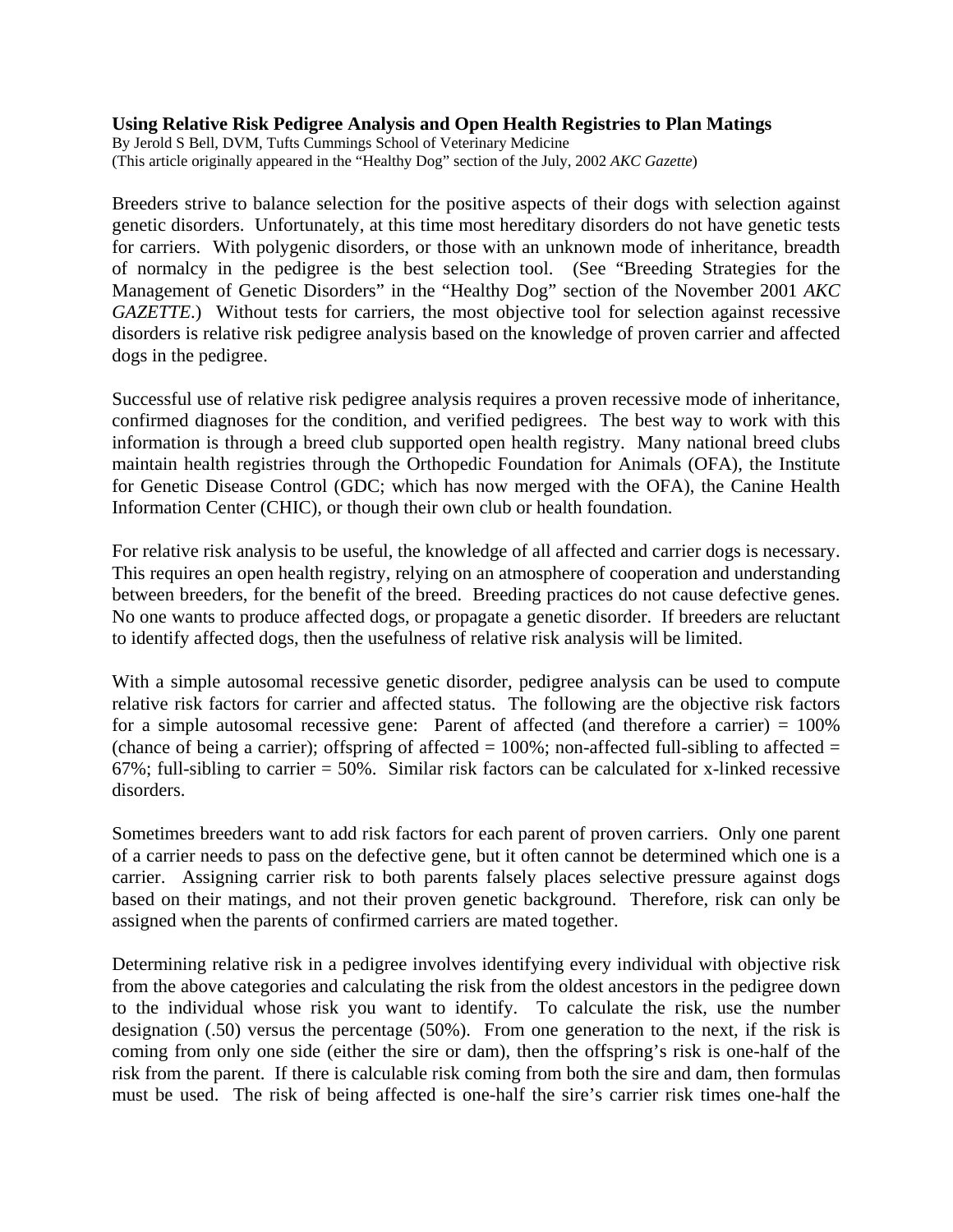**Using Relative Risk Pedigree Analysis and Open Health Registries to Plan Matings**

By Jerold S Bell, DVM, Tufts Cummings School of Veterinary Medicine
(This article originally appeared in the "Healthy Dog" section of the July, 2002 *AKC Gazette*)

Breeders strive to balance selection for the positive aspects of their dogs with selection against genetic disorders. Unfortunately, at this time most hereditary disorders do not have genetic tests for carriers. With polygenic disorders, or those with an unknown mode of inheritance, breadth of normalcy in the pedigree is the best selection tool. (See "Breeding Strategies for the Management of Genetic Disorders" in the "Healthy Dog" section of the November 2001 *AKC GAZETTE*.) Without tests for carriers, the most objective tool for selection against recessive disorders is relative risk pedigree analysis based on the knowledge of proven carrier and affected dogs in the pedigree.

Successful use of relative risk pedigree analysis requires a proven recessive mode of inheritance, confirmed diagnoses for the condition, and verified pedigrees. The best way to work with this information is through a breed club supported open health registry. Many national breed clubs maintain health registries through the Orthopedic Foundation for Animals (OFA), the Institute for Genetic Disease Control (GDC; which has now merged with the OFA), the Canine Health Information Center (CHIC), or though their own club or health foundation.

For relative risk analysis to be useful, the knowledge of all affected and carrier dogs is necessary. This requires an open health registry, relying on an atmosphere of cooperation and understanding between breeders, for the benefit of the breed. Breeding practices do not cause defective genes. No one wants to produce affected dogs, or propagate a genetic disorder. If breeders are reluctant to identify affected dogs, then the usefulness of relative risk analysis will be limited.

With a simple autosomal recessive genetic disorder, pedigree analysis can be used to compute relative risk factors for carrier and affected status. The following are the objective risk factors for a simple autosomal recessive gene: Parent of affected (and therefore a carrier) = 100% (chance of being a carrier); offspring of affected = 100%; non-affected full-sibling to affected = 67%; full-sibling to carrier = 50%. Similar risk factors can be calculated for x-linked recessive disorders.

Sometimes breeders want to add risk factors for each parent of proven carriers. Only one parent of a carrier needs to pass on the defective gene, but it often cannot be determined which one is a carrier. Assigning carrier risk to both parents falsely places selective pressure against dogs based on their matings, and not their proven genetic background. Therefore, risk can only be assigned when the parents of confirmed carriers are mated together.

Determining relative risk in a pedigree involves identifying every individual with objective risk from the above categories and calculating the risk from the oldest ancestors in the pedigree down to the individual whose risk you want to identify. To calculate the risk, use the number designation (.50) versus the percentage (50%). From one generation to the next, if the risk is coming from only one side (either the sire or dam), then the offspring's risk is one-half of the risk from the parent. If there is calculable risk coming from both the sire and dam, then formulas must be used. The risk of being affected is one-half the sire's carrier risk times one-half the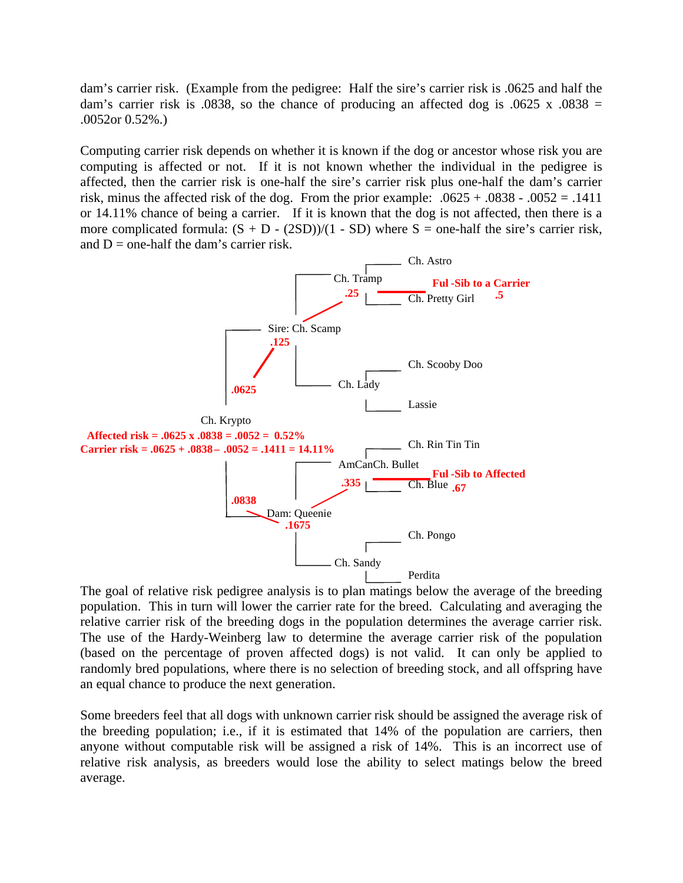dam's carrier risk. (Example from the pedigree: Half the sire's carrier risk is .0625 and half the dam's carrier risk is .0838, so the chance of producing an affected dog is .0625 x .0838 = .0052or 0.52%.)

Computing carrier risk depends on whether it is known if the dog or ancestor whose risk you are computing is affected or not. If it is not known whether the individual in the pedigree is affected, then the carrier risk is one-half the sire's carrier risk plus one-half the dam's carrier risk, minus the affected risk of the dog. From the prior example: .0625 + .0838 - .0052 = .1411 or 14.11% chance of being a carrier. If it is known that the dog is not affected, then there is a more complicated formula: (S + D - (2SD))/(1 - SD) where S = one-half the sire's carrier risk, and D = one-half the dam's carrier risk.

Ch. Astro

Ch. Tramp **.25**

**Ful -Sib to a Carrier**

Ch. Pretty Girl **.5**

Sire: Ch. Scamp **.125**

Ch. Scooby Doo

**.0625**

Ch. Lady

Lassie

Ch. Krypto

**Affected risk = .0625 x .0838 = .0052 = 0.52%**

**Carrier risk = .0625 + .0838 – .0052 = .1411 = 14.11%**

Ch. Rin Tin Tin

AmCanCh. Bullet **.335**

**Ful -Sib to Affected**

Ch. Blue **.67**

**.0838**

Dam: Queenie **.1675**

Ch. Pongo

Ch. Sandy

Perdita

The goal of relative risk pedigree analysis is to plan matings below the average of the breeding population. This in turn will lower the carrier rate for the breed. Calculating and averaging the relative carrier risk of the breeding dogs in the population determines the average carrier risk. The use of the Hardy-Weinberg law to determine the average carrier risk of the population (based on the percentage of proven affected dogs) is not valid. It can only be applied to randomly bred populations, where there is no selection of breeding stock, and all offspring have an equal chance to produce the next generation.

Some breeders feel that all dogs with unknown carrier risk should be assigned the average risk of the breeding population; i.e., if it is estimated that 14% of the population are carriers, then anyone without computable risk will be assigned a risk of 14%. This is an incorrect use of relative risk analysis, as breeders would lose the ability to select matings below the breed average.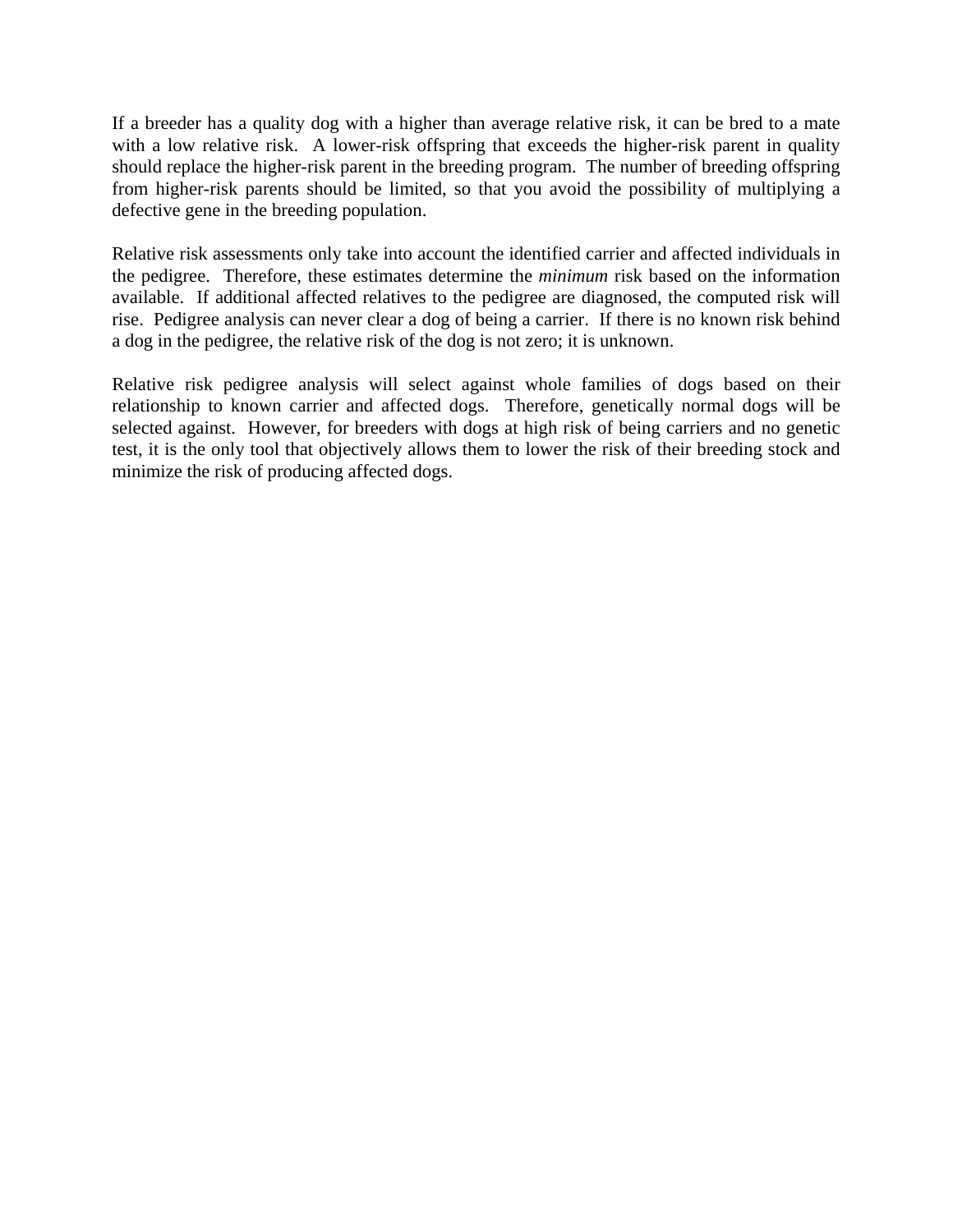If a breeder has a quality dog with a higher than average relative risk, it can be bred to a mate with a low relative risk. A lower-risk offspring that exceeds the higher-risk parent in quality should replace the higher-risk parent in the breeding program. The number of breeding offspring from higher-risk parents should be limited, so that you avoid the possibility of multiplying a defective gene in the breeding population.

Relative risk assessments only take into account the identified carrier and affected individuals in the pedigree. Therefore, these estimates determine the *minimum* risk based on the information available. If additional affected relatives to the pedigree are diagnosed, the computed risk will rise. Pedigree analysis can never clear a dog of being a carrier. If there is no known risk behind a dog in the pedigree, the relative risk of the dog is not zero; it is unknown.

Relative risk pedigree analysis will select against whole families of dogs based on their relationship to known carrier and affected dogs. Therefore, genetically normal dogs will be selected against. However, for breeders with dogs at high risk of being carriers and no genetic test, it is the only tool that objectively allows them to lower the risk of their breeding stock and minimize the risk of producing affected dogs.